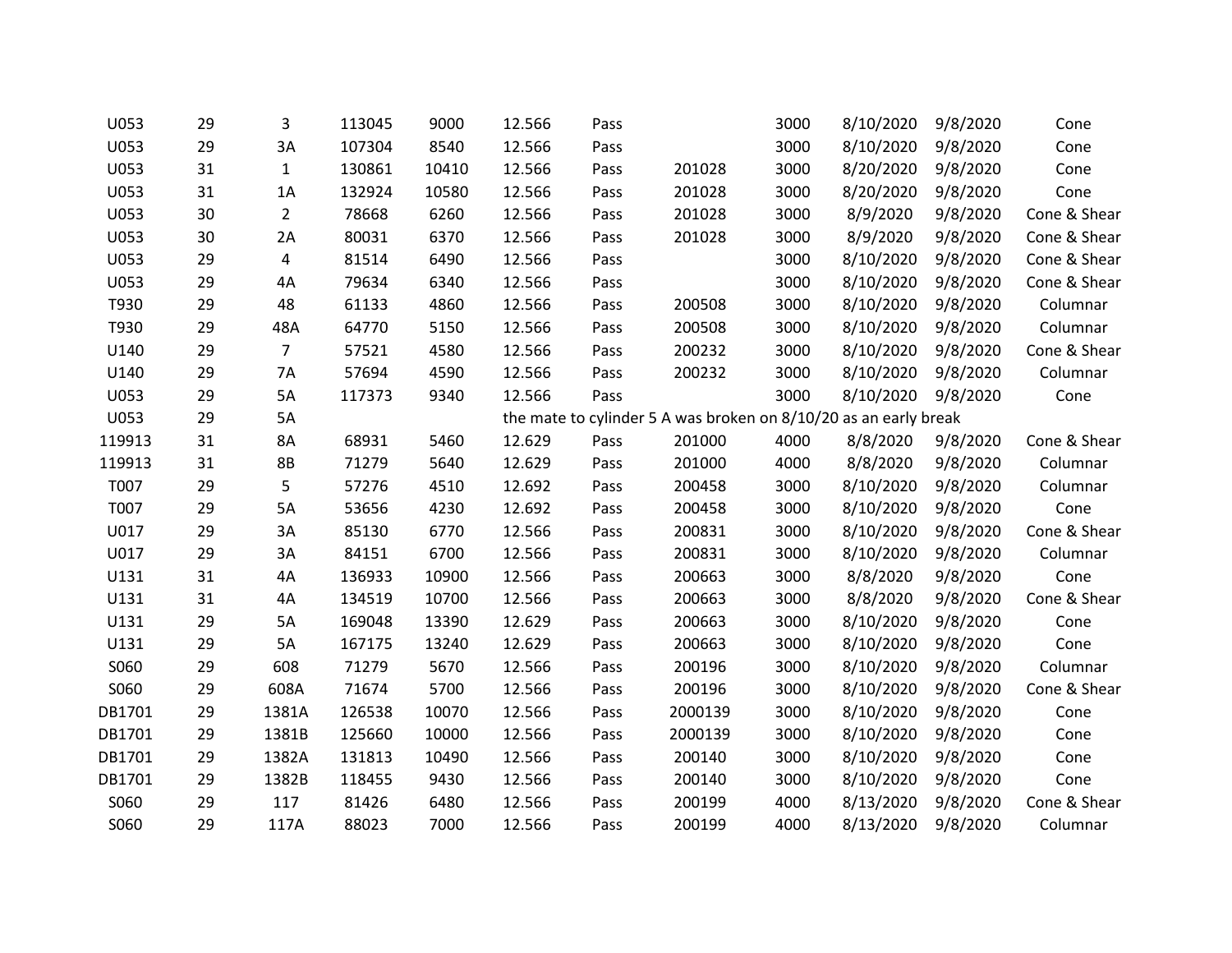| | | | | | | | | | | | |
|---|---|---|---|---|---|---|---|---|---|---|---|
| U053 | 29 | 3 | 113045 | 9000 | 12.566 | Pass | | 3000 | 8/10/2020 | 9/8/2020 | Cone |
| U053 | 29 | 3A | 107304 | 8540 | 12.566 | Pass | | 3000 | 8/10/2020 | 9/8/2020 | Cone |
| U053 | 31 | 1 | 130861 | 10410 | 12.566 | Pass | 201028 | 3000 | 8/20/2020 | 9/8/2020 | Cone |
| U053 | 31 | 1A | 132924 | 10580 | 12.566 | Pass | 201028 | 3000 | 8/20/2020 | 9/8/2020 | Cone |
| U053 | 30 | 2 | 78668 | 6260 | 12.566 | Pass | 201028 | 3000 | 8/9/2020 | 9/8/2020 | Cone & Shear |
| U053 | 30 | 2A | 80031 | 6370 | 12.566 | Pass | 201028 | 3000 | 8/9/2020 | 9/8/2020 | Cone & Shear |
| U053 | 29 | 4 | 81514 | 6490 | 12.566 | Pass | | 3000 | 8/10/2020 | 9/8/2020 | Cone & Shear |
| U053 | 29 | 4A | 79634 | 6340 | 12.566 | Pass | | 3000 | 8/10/2020 | 9/8/2020 | Cone & Shear |
| T930 | 29 | 48 | 61133 | 4860 | 12.566 | Pass | 200508 | 3000 | 8/10/2020 | 9/8/2020 | Columnar |
| T930 | 29 | 48A | 64770 | 5150 | 12.566 | Pass | 200508 | 3000 | 8/10/2020 | 9/8/2020 | Columnar |
| U140 | 29 | 7 | 57521 | 4580 | 12.566 | Pass | 200232 | 3000 | 8/10/2020 | 9/8/2020 | Cone & Shear |
| U140 | 29 | 7A | 57694 | 4590 | 12.566 | Pass | 200232 | 3000 | 8/10/2020 | 9/8/2020 | Columnar |
| U053 | 29 | 5A | 117373 | 9340 | 12.566 | Pass | | 3000 | 8/10/2020 | 9/8/2020 | Cone |
| U053 | 29 | 5A | | | the mate to cylinder 5 A was broken on 8/10/20 as an early break | | | | | | |
| 119913 | 31 | 8A | 68931 | 5460 | 12.629 | Pass | 201000 | 4000 | 8/8/2020 | 9/8/2020 | Cone & Shear |
| 119913 | 31 | 8B | 71279 | 5640 | 12.629 | Pass | 201000 | 4000 | 8/8/2020 | 9/8/2020 | Columnar |
| T007 | 29 | 5 | 57276 | 4510 | 12.692 | Pass | 200458 | 3000 | 8/10/2020 | 9/8/2020 | Columnar |
| T007 | 29 | 5A | 53656 | 4230 | 12.692 | Pass | 200458 | 3000 | 8/10/2020 | 9/8/2020 | Cone |
| U017 | 29 | 3A | 85130 | 6770 | 12.566 | Pass | 200831 | 3000 | 8/10/2020 | 9/8/2020 | Cone & Shear |
| U017 | 29 | 3A | 84151 | 6700 | 12.566 | Pass | 200831 | 3000 | 8/10/2020 | 9/8/2020 | Columnar |
| U131 | 31 | 4A | 136933 | 10900 | 12.566 | Pass | 200663 | 3000 | 8/8/2020 | 9/8/2020 | Cone |
| U131 | 31 | 4A | 134519 | 10700 | 12.566 | Pass | 200663 | 3000 | 8/8/2020 | 9/8/2020 | Cone & Shear |
| U131 | 29 | 5A | 169048 | 13390 | 12.629 | Pass | 200663 | 3000 | 8/10/2020 | 9/8/2020 | Cone |
| U131 | 29 | 5A | 167175 | 13240 | 12.629 | Pass | 200663 | 3000 | 8/10/2020 | 9/8/2020 | Cone |
| S060 | 29 | 608 | 71279 | 5670 | 12.566 | Pass | 200196 | 3000 | 8/10/2020 | 9/8/2020 | Columnar |
| S060 | 29 | 608A | 71674 | 5700 | 12.566 | Pass | 200196 | 3000 | 8/10/2020 | 9/8/2020 | Cone & Shear |
| DB1701 | 29 | 1381A | 126538 | 10070 | 12.566 | Pass | 2000139 | 3000 | 8/10/2020 | 9/8/2020 | Cone |
| DB1701 | 29 | 1381B | 125660 | 10000 | 12.566 | Pass | 2000139 | 3000 | 8/10/2020 | 9/8/2020 | Cone |
| DB1701 | 29 | 1382A | 131813 | 10490 | 12.566 | Pass | 200140 | 3000 | 8/10/2020 | 9/8/2020 | Cone |
| DB1701 | 29 | 1382B | 118455 | 9430 | 12.566 | Pass | 200140 | 3000 | 8/10/2020 | 9/8/2020 | Cone |
| S060 | 29 | 117 | 81426 | 6480 | 12.566 | Pass | 200199 | 4000 | 8/13/2020 | 9/8/2020 | Cone & Shear |
| S060 | 29 | 117A | 88023 | 7000 | 12.566 | Pass | 200199 | 4000 | 8/13/2020 | 9/8/2020 | Columnar |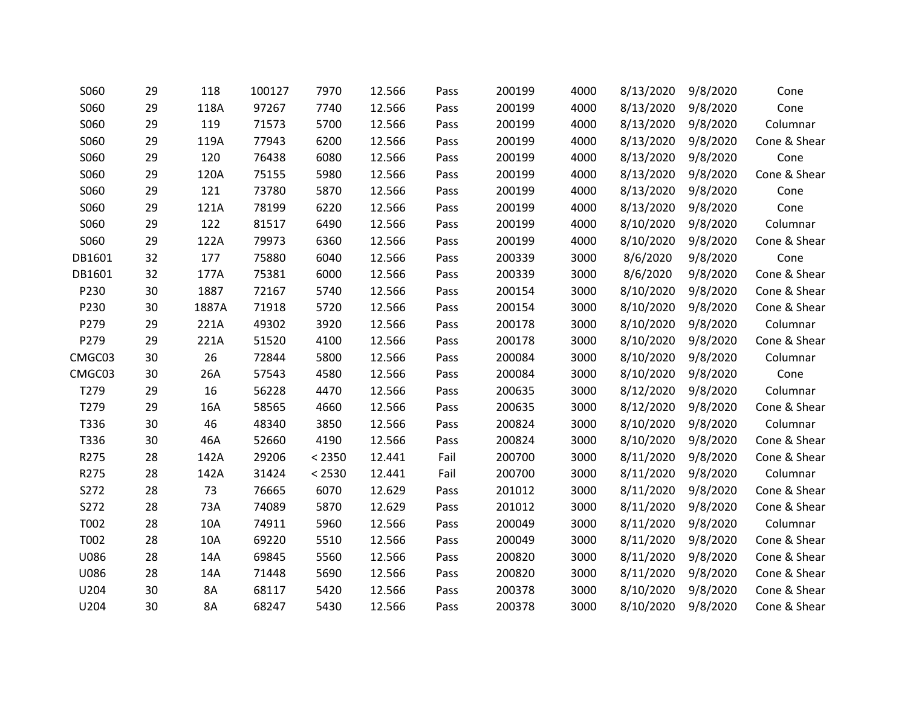| | | | | | | | | | | | |
|---|---|---|---|---|---|---|---|---|---|---|---|
| S060 | 29 | 118 | 100127 | 7970 | 12.566 | Pass | 200199 | 4000 | 8/13/2020 | 9/8/2020 | Cone |
| S060 | 29 | 118A | 97267 | 7740 | 12.566 | Pass | 200199 | 4000 | 8/13/2020 | 9/8/2020 | Cone |
| S060 | 29 | 119 | 71573 | 5700 | 12.566 | Pass | 200199 | 4000 | 8/13/2020 | 9/8/2020 | Columnar |
| S060 | 29 | 119A | 77943 | 6200 | 12.566 | Pass | 200199 | 4000 | 8/13/2020 | 9/8/2020 | Cone & Shear |
| S060 | 29 | 120 | 76438 | 6080 | 12.566 | Pass | 200199 | 4000 | 8/13/2020 | 9/8/2020 | Cone |
| S060 | 29 | 120A | 75155 | 5980 | 12.566 | Pass | 200199 | 4000 | 8/13/2020 | 9/8/2020 | Cone & Shear |
| S060 | 29 | 121 | 73780 | 5870 | 12.566 | Pass | 200199 | 4000 | 8/13/2020 | 9/8/2020 | Cone |
| S060 | 29 | 121A | 78199 | 6220 | 12.566 | Pass | 200199 | 4000 | 8/13/2020 | 9/8/2020 | Cone |
| S060 | 29 | 122 | 81517 | 6490 | 12.566 | Pass | 200199 | 4000 | 8/10/2020 | 9/8/2020 | Columnar |
| S060 | 29 | 122A | 79973 | 6360 | 12.566 | Pass | 200199 | 4000 | 8/10/2020 | 9/8/2020 | Cone & Shear |
| DB1601 | 32 | 177 | 75880 | 6040 | 12.566 | Pass | 200339 | 3000 | 8/6/2020 | 9/8/2020 | Cone |
| DB1601 | 32 | 177A | 75381 | 6000 | 12.566 | Pass | 200339 | 3000 | 8/6/2020 | 9/8/2020 | Cone & Shear |
| P230 | 30 | 1887 | 72167 | 5740 | 12.566 | Pass | 200154 | 3000 | 8/10/2020 | 9/8/2020 | Cone & Shear |
| P230 | 30 | 1887A | 71918 | 5720 | 12.566 | Pass | 200154 | 3000 | 8/10/2020 | 9/8/2020 | Cone & Shear |
| P279 | 29 | 221A | 49302 | 3920 | 12.566 | Pass | 200178 | 3000 | 8/10/2020 | 9/8/2020 | Columnar |
| P279 | 29 | 221A | 51520 | 4100 | 12.566 | Pass | 200178 | 3000 | 8/10/2020 | 9/8/2020 | Cone & Shear |
| CMGC03 | 30 | 26 | 72844 | 5800 | 12.566 | Pass | 200084 | 3000 | 8/10/2020 | 9/8/2020 | Columnar |
| CMGC03 | 30 | 26A | 57543 | 4580 | 12.566 | Pass | 200084 | 3000 | 8/10/2020 | 9/8/2020 | Cone |
| T279 | 29 | 16 | 56228 | 4470 | 12.566 | Pass | 200635 | 3000 | 8/12/2020 | 9/8/2020 | Columnar |
| T279 | 29 | 16A | 58565 | 4660 | 12.566 | Pass | 200635 | 3000 | 8/12/2020 | 9/8/2020 | Cone & Shear |
| T336 | 30 | 46 | 48340 | 3850 | 12.566 | Pass | 200824 | 3000 | 8/10/2020 | 9/8/2020 | Columnar |
| T336 | 30 | 46A | 52660 | 4190 | 12.566 | Pass | 200824 | 3000 | 8/10/2020 | 9/8/2020 | Cone & Shear |
| R275 | 28 | 142A | 29206 | < 2350 | 12.441 | Fail | 200700 | 3000 | 8/11/2020 | 9/8/2020 | Cone & Shear |
| R275 | 28 | 142A | 31424 | < 2530 | 12.441 | Fail | 200700 | 3000 | 8/11/2020 | 9/8/2020 | Columnar |
| S272 | 28 | 73 | 76665 | 6070 | 12.629 | Pass | 201012 | 3000 | 8/11/2020 | 9/8/2020 | Cone & Shear |
| S272 | 28 | 73A | 74089 | 5870 | 12.629 | Pass | 201012 | 3000 | 8/11/2020 | 9/8/2020 | Cone & Shear |
| T002 | 28 | 10A | 74911 | 5960 | 12.566 | Pass | 200049 | 3000 | 8/11/2020 | 9/8/2020 | Columnar |
| T002 | 28 | 10A | 69220 | 5510 | 12.566 | Pass | 200049 | 3000 | 8/11/2020 | 9/8/2020 | Cone & Shear |
| U086 | 28 | 14A | 69845 | 5560 | 12.566 | Pass | 200820 | 3000 | 8/11/2020 | 9/8/2020 | Cone & Shear |
| U086 | 28 | 14A | 71448 | 5690 | 12.566 | Pass | 200820 | 3000 | 8/11/2020 | 9/8/2020 | Cone & Shear |
| U204 | 30 | 8A | 68117 | 5420 | 12.566 | Pass | 200378 | 3000 | 8/10/2020 | 9/8/2020 | Cone & Shear |
| U204 | 30 | 8A | 68247 | 5430 | 12.566 | Pass | 200378 | 3000 | 8/10/2020 | 9/8/2020 | Cone & Shear |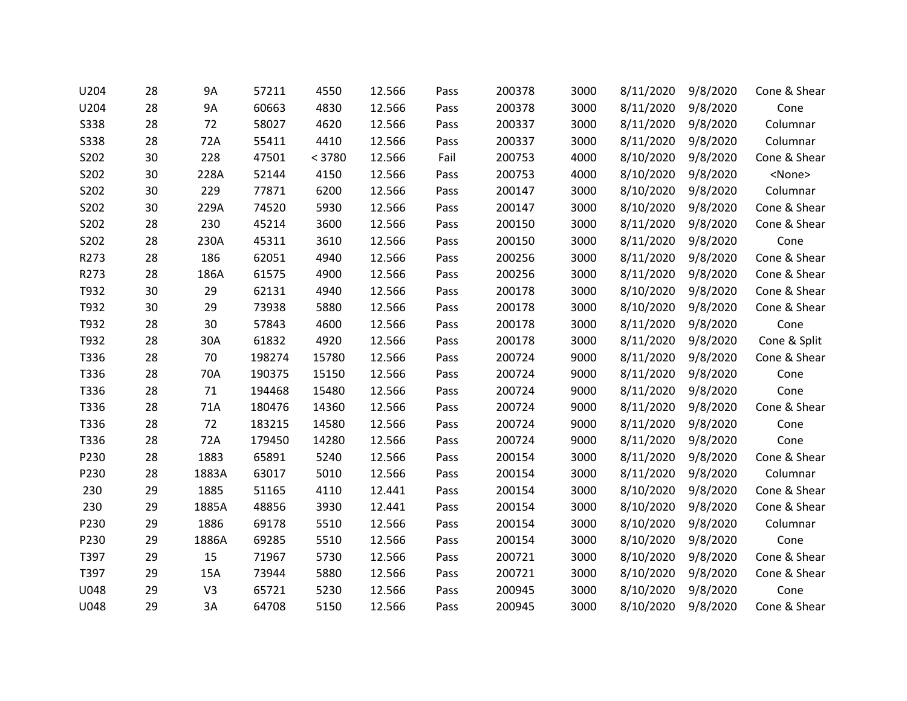| | | | | | | | | | | | |
|---|---|---|---|---|---|---|---|---|---|---|---|
| U204 | 28 | 9A | 57211 | 4550 | 12.566 | Pass | 200378 | 3000 | 8/11/2020 | 9/8/2020 | Cone & Shear |
| U204 | 28 | 9A | 60663 | 4830 | 12.566 | Pass | 200378 | 3000 | 8/11/2020 | 9/8/2020 | Cone |
| S338 | 28 | 72 | 58027 | 4620 | 12.566 | Pass | 200337 | 3000 | 8/11/2020 | 9/8/2020 | Columnar |
| S338 | 28 | 72A | 55411 | 4410 | 12.566 | Pass | 200337 | 3000 | 8/11/2020 | 9/8/2020 | Columnar |
| S202 | 30 | 228 | 47501 | < 3780 | 12.566 | Fail | 200753 | 4000 | 8/10/2020 | 9/8/2020 | Cone & Shear |
| S202 | 30 | 228A | 52144 | 4150 | 12.566 | Pass | 200753 | 4000 | 8/10/2020 | 9/8/2020 | <None> |
| S202 | 30 | 229 | 77871 | 6200 | 12.566 | Pass | 200147 | 3000 | 8/10/2020 | 9/8/2020 | Columnar |
| S202 | 30 | 229A | 74520 | 5930 | 12.566 | Pass | 200147 | 3000 | 8/10/2020 | 9/8/2020 | Cone & Shear |
| S202 | 28 | 230 | 45214 | 3600 | 12.566 | Pass | 200150 | 3000 | 8/11/2020 | 9/8/2020 | Cone & Shear |
| S202 | 28 | 230A | 45311 | 3610 | 12.566 | Pass | 200150 | 3000 | 8/11/2020 | 9/8/2020 | Cone |
| R273 | 28 | 186 | 62051 | 4940 | 12.566 | Pass | 200256 | 3000 | 8/11/2020 | 9/8/2020 | Cone & Shear |
| R273 | 28 | 186A | 61575 | 4900 | 12.566 | Pass | 200256 | 3000 | 8/11/2020 | 9/8/2020 | Cone & Shear |
| T932 | 30 | 29 | 62131 | 4940 | 12.566 | Pass | 200178 | 3000 | 8/10/2020 | 9/8/2020 | Cone & Shear |
| T932 | 30 | 29 | 73938 | 5880 | 12.566 | Pass | 200178 | 3000 | 8/10/2020 | 9/8/2020 | Cone & Shear |
| T932 | 28 | 30 | 57843 | 4600 | 12.566 | Pass | 200178 | 3000 | 8/11/2020 | 9/8/2020 | Cone |
| T932 | 28 | 30A | 61832 | 4920 | 12.566 | Pass | 200178 | 3000 | 8/11/2020 | 9/8/2020 | Cone & Split |
| T336 | 28 | 70 | 198274 | 15780 | 12.566 | Pass | 200724 | 9000 | 8/11/2020 | 9/8/2020 | Cone & Shear |
| T336 | 28 | 70A | 190375 | 15150 | 12.566 | Pass | 200724 | 9000 | 8/11/2020 | 9/8/2020 | Cone |
| T336 | 28 | 71 | 194468 | 15480 | 12.566 | Pass | 200724 | 9000 | 8/11/2020 | 9/8/2020 | Cone |
| T336 | 28 | 71A | 180476 | 14360 | 12.566 | Pass | 200724 | 9000 | 8/11/2020 | 9/8/2020 | Cone & Shear |
| T336 | 28 | 72 | 183215 | 14580 | 12.566 | Pass | 200724 | 9000 | 8/11/2020 | 9/8/2020 | Cone |
| T336 | 28 | 72A | 179450 | 14280 | 12.566 | Pass | 200724 | 9000 | 8/11/2020 | 9/8/2020 | Cone |
| P230 | 28 | 1883 | 65891 | 5240 | 12.566 | Pass | 200154 | 3000 | 8/11/2020 | 9/8/2020 | Cone & Shear |
| P230 | 28 | 1883A | 63017 | 5010 | 12.566 | Pass | 200154 | 3000 | 8/11/2020 | 9/8/2020 | Columnar |
| 230 | 29 | 1885 | 51165 | 4110 | 12.441 | Pass | 200154 | 3000 | 8/10/2020 | 9/8/2020 | Cone & Shear |
| 230 | 29 | 1885A | 48856 | 3930 | 12.441 | Pass | 200154 | 3000 | 8/10/2020 | 9/8/2020 | Cone & Shear |
| P230 | 29 | 1886 | 69178 | 5510 | 12.566 | Pass | 200154 | 3000 | 8/10/2020 | 9/8/2020 | Columnar |
| P230 | 29 | 1886A | 69285 | 5510 | 12.566 | Pass | 200154 | 3000 | 8/10/2020 | 9/8/2020 | Cone |
| T397 | 29 | 15 | 71967 | 5730 | 12.566 | Pass | 200721 | 3000 | 8/10/2020 | 9/8/2020 | Cone & Shear |
| T397 | 29 | 15A | 73944 | 5880 | 12.566 | Pass | 200721 | 3000 | 8/10/2020 | 9/8/2020 | Cone & Shear |
| U048 | 29 | V3 | 65721 | 5230 | 12.566 | Pass | 200945 | 3000 | 8/10/2020 | 9/8/2020 | Cone |
| U048 | 29 | 3A | 64708 | 5150 | 12.566 | Pass | 200945 | 3000 | 8/10/2020 | 9/8/2020 | Cone & Shear |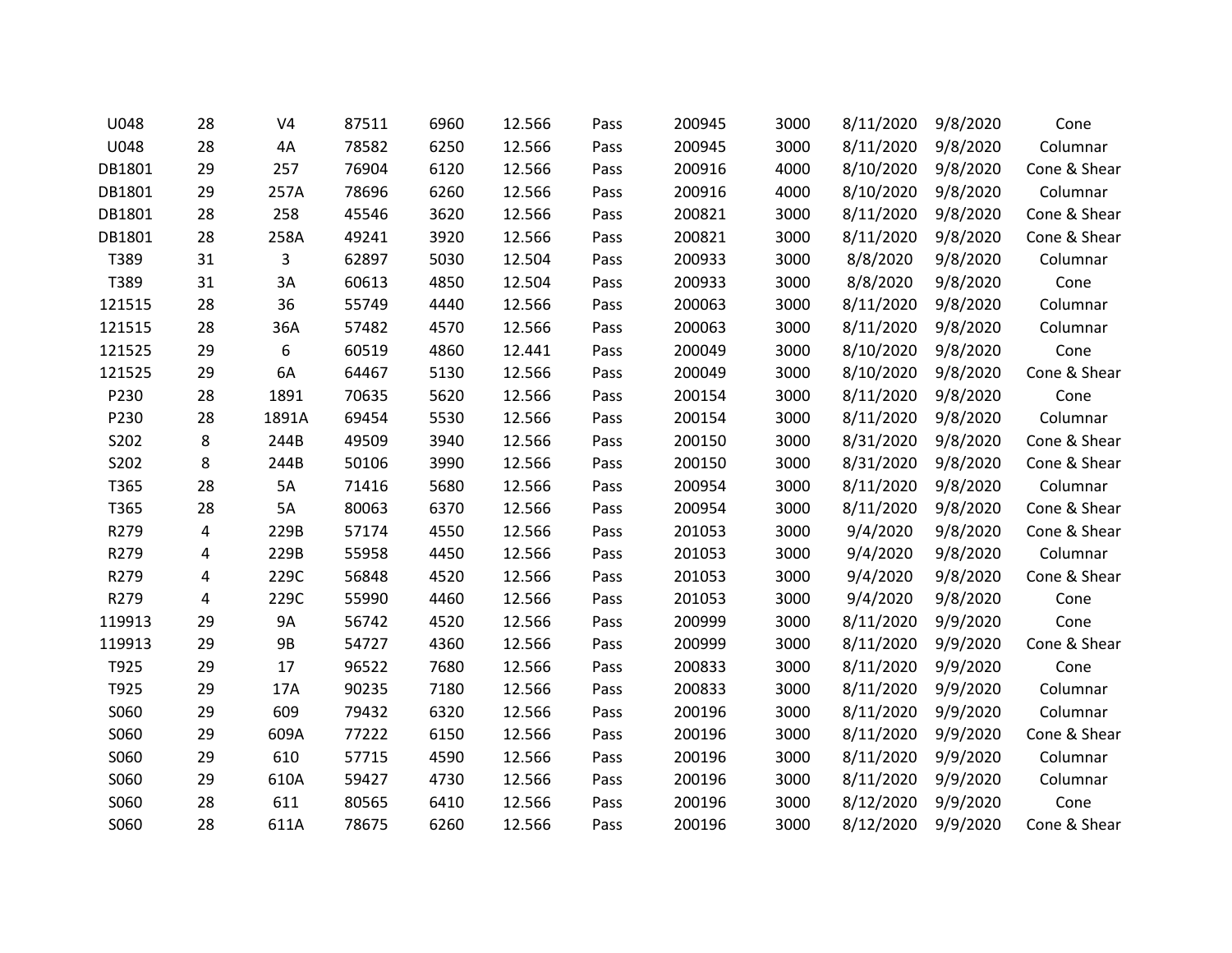| | | | | | | | | | | | |
|---|---|---|---|---|---|---|---|---|---|---|---|
| U048 | 28 | V4 | 87511 | 6960 | 12.566 | Pass | 200945 | 3000 | 8/11/2020 | 9/8/2020 | Cone |
| U048 | 28 | 4A | 78582 | 6250 | 12.566 | Pass | 200945 | 3000 | 8/11/2020 | 9/8/2020 | Columnar |
| DB1801 | 29 | 257 | 76904 | 6120 | 12.566 | Pass | 200916 | 4000 | 8/10/2020 | 9/8/2020 | Cone & Shear |
| DB1801 | 29 | 257A | 78696 | 6260 | 12.566 | Pass | 200916 | 4000 | 8/10/2020 | 9/8/2020 | Columnar |
| DB1801 | 28 | 258 | 45546 | 3620 | 12.566 | Pass | 200821 | 3000 | 8/11/2020 | 9/8/2020 | Cone & Shear |
| DB1801 | 28 | 258A | 49241 | 3920 | 12.566 | Pass | 200821 | 3000 | 8/11/2020 | 9/8/2020 | Cone & Shear |
| T389 | 31 | 3 | 62897 | 5030 | 12.504 | Pass | 200933 | 3000 | 8/8/2020 | 9/8/2020 | Columnar |
| T389 | 31 | 3A | 60613 | 4850 | 12.504 | Pass | 200933 | 3000 | 8/8/2020 | 9/8/2020 | Cone |
| 121515 | 28 | 36 | 55749 | 4440 | 12.566 | Pass | 200063 | 3000 | 8/11/2020 | 9/8/2020 | Columnar |
| 121515 | 28 | 36A | 57482 | 4570 | 12.566 | Pass | 200063 | 3000 | 8/11/2020 | 9/8/2020 | Columnar |
| 121525 | 29 | 6 | 60519 | 4860 | 12.441 | Pass | 200049 | 3000 | 8/10/2020 | 9/8/2020 | Cone |
| 121525 | 29 | 6A | 64467 | 5130 | 12.566 | Pass | 200049 | 3000 | 8/10/2020 | 9/8/2020 | Cone & Shear |
| P230 | 28 | 1891 | 70635 | 5620 | 12.566 | Pass | 200154 | 3000 | 8/11/2020 | 9/8/2020 | Cone |
| P230 | 28 | 1891A | 69454 | 5530 | 12.566 | Pass | 200154 | 3000 | 8/11/2020 | 9/8/2020 | Columnar |
| S202 | 8 | 244B | 49509 | 3940 | 12.566 | Pass | 200150 | 3000 | 8/31/2020 | 9/8/2020 | Cone & Shear |
| S202 | 8 | 244B | 50106 | 3990 | 12.566 | Pass | 200150 | 3000 | 8/31/2020 | 9/8/2020 | Cone & Shear |
| T365 | 28 | 5A | 71416 | 5680 | 12.566 | Pass | 200954 | 3000 | 8/11/2020 | 9/8/2020 | Columnar |
| T365 | 28 | 5A | 80063 | 6370 | 12.566 | Pass | 200954 | 3000 | 8/11/2020 | 9/8/2020 | Cone & Shear |
| R279 | 4 | 229B | 57174 | 4550 | 12.566 | Pass | 201053 | 3000 | 9/4/2020 | 9/8/2020 | Cone & Shear |
| R279 | 4 | 229B | 55958 | 4450 | 12.566 | Pass | 201053 | 3000 | 9/4/2020 | 9/8/2020 | Columnar |
| R279 | 4 | 229C | 56848 | 4520 | 12.566 | Pass | 201053 | 3000 | 9/4/2020 | 9/8/2020 | Cone & Shear |
| R279 | 4 | 229C | 55990 | 4460 | 12.566 | Pass | 201053 | 3000 | 9/4/2020 | 9/8/2020 | Cone |
| 119913 | 29 | 9A | 56742 | 4520 | 12.566 | Pass | 200999 | 3000 | 8/11/2020 | 9/9/2020 | Cone |
| 119913 | 29 | 9B | 54727 | 4360 | 12.566 | Pass | 200999 | 3000 | 8/11/2020 | 9/9/2020 | Cone & Shear |
| T925 | 29 | 17 | 96522 | 7680 | 12.566 | Pass | 200833 | 3000 | 8/11/2020 | 9/9/2020 | Cone |
| T925 | 29 | 17A | 90235 | 7180 | 12.566 | Pass | 200833 | 3000 | 8/11/2020 | 9/9/2020 | Columnar |
| S060 | 29 | 609 | 79432 | 6320 | 12.566 | Pass | 200196 | 3000 | 8/11/2020 | 9/9/2020 | Columnar |
| S060 | 29 | 609A | 77222 | 6150 | 12.566 | Pass | 200196 | 3000 | 8/11/2020 | 9/9/2020 | Cone & Shear |
| S060 | 29 | 610 | 57715 | 4590 | 12.566 | Pass | 200196 | 3000 | 8/11/2020 | 9/9/2020 | Columnar |
| S060 | 29 | 610A | 59427 | 4730 | 12.566 | Pass | 200196 | 3000 | 8/11/2020 | 9/9/2020 | Columnar |
| S060 | 28 | 611 | 80565 | 6410 | 12.566 | Pass | 200196 | 3000 | 8/12/2020 | 9/9/2020 | Cone |
| S060 | 28 | 611A | 78675 | 6260 | 12.566 | Pass | 200196 | 3000 | 8/12/2020 | 9/9/2020 | Cone & Shear |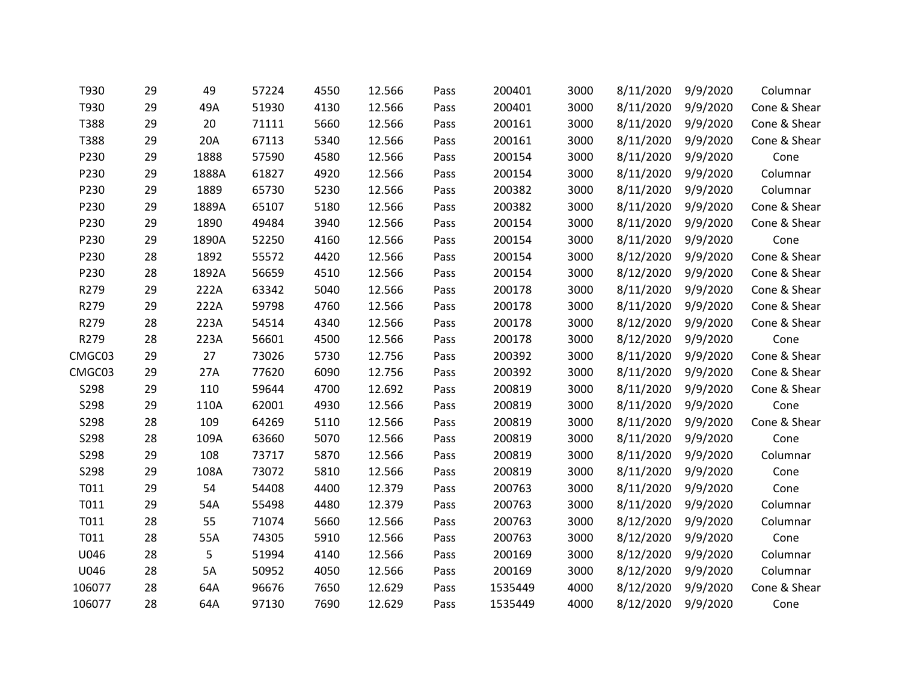| | | | | | | | | | | | |
|---|---|---|---|---|---|---|---|---|---|---|---|
| T930 | 29 | 49 | 57224 | 4550 | 12.566 | Pass | 200401 | 3000 | 8/11/2020 | 9/9/2020 | Columnar |
| T930 | 29 | 49A | 51930 | 4130 | 12.566 | Pass | 200401 | 3000 | 8/11/2020 | 9/9/2020 | Cone & Shear |
| T388 | 29 | 20 | 71111 | 5660 | 12.566 | Pass | 200161 | 3000 | 8/11/2020 | 9/9/2020 | Cone & Shear |
| T388 | 29 | 20A | 67113 | 5340 | 12.566 | Pass | 200161 | 3000 | 8/11/2020 | 9/9/2020 | Cone & Shear |
| P230 | 29 | 1888 | 57590 | 4580 | 12.566 | Pass | 200154 | 3000 | 8/11/2020 | 9/9/2020 | Cone |
| P230 | 29 | 1888A | 61827 | 4920 | 12.566 | Pass | 200154 | 3000 | 8/11/2020 | 9/9/2020 | Columnar |
| P230 | 29 | 1889 | 65730 | 5230 | 12.566 | Pass | 200382 | 3000 | 8/11/2020 | 9/9/2020 | Columnar |
| P230 | 29 | 1889A | 65107 | 5180 | 12.566 | Pass | 200382 | 3000 | 8/11/2020 | 9/9/2020 | Cone & Shear |
| P230 | 29 | 1890 | 49484 | 3940 | 12.566 | Pass | 200154 | 3000 | 8/11/2020 | 9/9/2020 | Cone & Shear |
| P230 | 29 | 1890A | 52250 | 4160 | 12.566 | Pass | 200154 | 3000 | 8/11/2020 | 9/9/2020 | Cone |
| P230 | 28 | 1892 | 55572 | 4420 | 12.566 | Pass | 200154 | 3000 | 8/12/2020 | 9/9/2020 | Cone & Shear |
| P230 | 28 | 1892A | 56659 | 4510 | 12.566 | Pass | 200154 | 3000 | 8/12/2020 | 9/9/2020 | Cone & Shear |
| R279 | 29 | 222A | 63342 | 5040 | 12.566 | Pass | 200178 | 3000 | 8/11/2020 | 9/9/2020 | Cone & Shear |
| R279 | 29 | 222A | 59798 | 4760 | 12.566 | Pass | 200178 | 3000 | 8/11/2020 | 9/9/2020 | Cone & Shear |
| R279 | 28 | 223A | 54514 | 4340 | 12.566 | Pass | 200178 | 3000 | 8/12/2020 | 9/9/2020 | Cone & Shear |
| R279 | 28 | 223A | 56601 | 4500 | 12.566 | Pass | 200178 | 3000 | 8/12/2020 | 9/9/2020 | Cone |
| CMGC03 | 29 | 27 | 73026 | 5730 | 12.756 | Pass | 200392 | 3000 | 8/11/2020 | 9/9/2020 | Cone & Shear |
| CMGC03 | 29 | 27A | 77620 | 6090 | 12.756 | Pass | 200392 | 3000 | 8/11/2020 | 9/9/2020 | Cone & Shear |
| S298 | 29 | 110 | 59644 | 4700 | 12.692 | Pass | 200819 | 3000 | 8/11/2020 | 9/9/2020 | Cone & Shear |
| S298 | 29 | 110A | 62001 | 4930 | 12.566 | Pass | 200819 | 3000 | 8/11/2020 | 9/9/2020 | Cone |
| S298 | 28 | 109 | 64269 | 5110 | 12.566 | Pass | 200819 | 3000 | 8/11/2020 | 9/9/2020 | Cone & Shear |
| S298 | 28 | 109A | 63660 | 5070 | 12.566 | Pass | 200819 | 3000 | 8/11/2020 | 9/9/2020 | Cone |
| S298 | 29 | 108 | 73717 | 5870 | 12.566 | Pass | 200819 | 3000 | 8/11/2020 | 9/9/2020 | Columnar |
| S298 | 29 | 108A | 73072 | 5810 | 12.566 | Pass | 200819 | 3000 | 8/11/2020 | 9/9/2020 | Cone |
| T011 | 29 | 54 | 54408 | 4400 | 12.379 | Pass | 200763 | 3000 | 8/11/2020 | 9/9/2020 | Cone |
| T011 | 29 | 54A | 55498 | 4480 | 12.379 | Pass | 200763 | 3000 | 8/11/2020 | 9/9/2020 | Columnar |
| T011 | 28 | 55 | 71074 | 5660 | 12.566 | Pass | 200763 | 3000 | 8/12/2020 | 9/9/2020 | Columnar |
| T011 | 28 | 55A | 74305 | 5910 | 12.566 | Pass | 200763 | 3000 | 8/12/2020 | 9/9/2020 | Cone |
| U046 | 28 | 5 | 51994 | 4140 | 12.566 | Pass | 200169 | 3000 | 8/12/2020 | 9/9/2020 | Columnar |
| U046 | 28 | 5A | 50952 | 4050 | 12.566 | Pass | 200169 | 3000 | 8/12/2020 | 9/9/2020 | Columnar |
| 106077 | 28 | 64A | 96676 | 7650 | 12.629 | Pass | 1535449 | 4000 | 8/12/2020 | 9/9/2020 | Cone & Shear |
| 106077 | 28 | 64A | 97130 | 7690 | 12.629 | Pass | 1535449 | 4000 | 8/12/2020 | 9/9/2020 | Cone |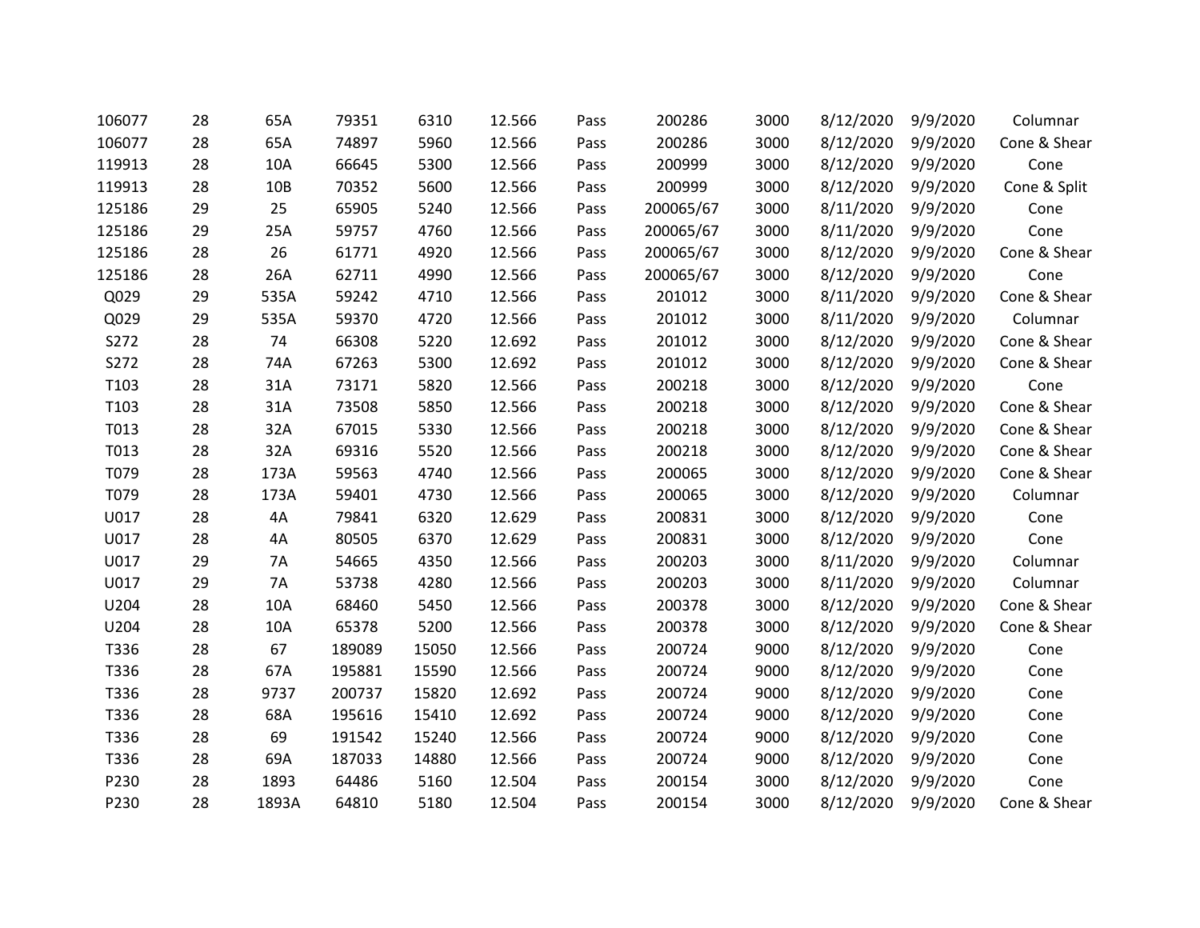| | | | | | | | | | | | |
|---|---|---|---|---|---|---|---|---|---|---|---|
| 106077 | 28 | 65A | 79351 | 6310 | 12.566 | Pass | 200286 | 3000 | 8/12/2020 | 9/9/2020 | Columnar |
| 106077 | 28 | 65A | 74897 | 5960 | 12.566 | Pass | 200286 | 3000 | 8/12/2020 | 9/9/2020 | Cone & Shear |
| 119913 | 28 | 10A | 66645 | 5300 | 12.566 | Pass | 200999 | 3000 | 8/12/2020 | 9/9/2020 | Cone |
| 119913 | 28 | 10B | 70352 | 5600 | 12.566 | Pass | 200999 | 3000 | 8/12/2020 | 9/9/2020 | Cone & Split |
| 125186 | 29 | 25 | 65905 | 5240 | 12.566 | Pass | 200065/67 | 3000 | 8/11/2020 | 9/9/2020 | Cone |
| 125186 | 29 | 25A | 59757 | 4760 | 12.566 | Pass | 200065/67 | 3000 | 8/11/2020 | 9/9/2020 | Cone |
| 125186 | 28 | 26 | 61771 | 4920 | 12.566 | Pass | 200065/67 | 3000 | 8/12/2020 | 9/9/2020 | Cone & Shear |
| 125186 | 28 | 26A | 62711 | 4990 | 12.566 | Pass | 200065/67 | 3000 | 8/12/2020 | 9/9/2020 | Cone |
| Q029 | 29 | 535A | 59242 | 4710 | 12.566 | Pass | 201012 | 3000 | 8/11/2020 | 9/9/2020 | Cone & Shear |
| Q029 | 29 | 535A | 59370 | 4720 | 12.566 | Pass | 201012 | 3000 | 8/11/2020 | 9/9/2020 | Columnar |
| S272 | 28 | 74 | 66308 | 5220 | 12.692 | Pass | 201012 | 3000 | 8/12/2020 | 9/9/2020 | Cone & Shear |
| S272 | 28 | 74A | 67263 | 5300 | 12.692 | Pass | 201012 | 3000 | 8/12/2020 | 9/9/2020 | Cone & Shear |
| T103 | 28 | 31A | 73171 | 5820 | 12.566 | Pass | 200218 | 3000 | 8/12/2020 | 9/9/2020 | Cone |
| T103 | 28 | 31A | 73508 | 5850 | 12.566 | Pass | 200218 | 3000 | 8/12/2020 | 9/9/2020 | Cone & Shear |
| T013 | 28 | 32A | 67015 | 5330 | 12.566 | Pass | 200218 | 3000 | 8/12/2020 | 9/9/2020 | Cone & Shear |
| T013 | 28 | 32A | 69316 | 5520 | 12.566 | Pass | 200218 | 3000 | 8/12/2020 | 9/9/2020 | Cone & Shear |
| T079 | 28 | 173A | 59563 | 4740 | 12.566 | Pass | 200065 | 3000 | 8/12/2020 | 9/9/2020 | Cone & Shear |
| T079 | 28 | 173A | 59401 | 4730 | 12.566 | Pass | 200065 | 3000 | 8/12/2020 | 9/9/2020 | Columnar |
| U017 | 28 | 4A | 79841 | 6320 | 12.629 | Pass | 200831 | 3000 | 8/12/2020 | 9/9/2020 | Cone |
| U017 | 28 | 4A | 80505 | 6370 | 12.629 | Pass | 200831 | 3000 | 8/12/2020 | 9/9/2020 | Cone |
| U017 | 29 | 7A | 54665 | 4350 | 12.566 | Pass | 200203 | 3000 | 8/11/2020 | 9/9/2020 | Columnar |
| U017 | 29 | 7A | 53738 | 4280 | 12.566 | Pass | 200203 | 3000 | 8/11/2020 | 9/9/2020 | Columnar |
| U204 | 28 | 10A | 68460 | 5450 | 12.566 | Pass | 200378 | 3000 | 8/12/2020 | 9/9/2020 | Cone & Shear |
| U204 | 28 | 10A | 65378 | 5200 | 12.566 | Pass | 200378 | 3000 | 8/12/2020 | 9/9/2020 | Cone & Shear |
| T336 | 28 | 67 | 189089 | 15050 | 12.566 | Pass | 200724 | 9000 | 8/12/2020 | 9/9/2020 | Cone |
| T336 | 28 | 67A | 195881 | 15590 | 12.566 | Pass | 200724 | 9000 | 8/12/2020 | 9/9/2020 | Cone |
| T336 | 28 | 9737 | 200737 | 15820 | 12.692 | Pass | 200724 | 9000 | 8/12/2020 | 9/9/2020 | Cone |
| T336 | 28 | 68A | 195616 | 15410 | 12.692 | Pass | 200724 | 9000 | 8/12/2020 | 9/9/2020 | Cone |
| T336 | 28 | 69 | 191542 | 15240 | 12.566 | Pass | 200724 | 9000 | 8/12/2020 | 9/9/2020 | Cone |
| T336 | 28 | 69A | 187033 | 14880 | 12.566 | Pass | 200724 | 9000 | 8/12/2020 | 9/9/2020 | Cone |
| P230 | 28 | 1893 | 64486 | 5160 | 12.504 | Pass | 200154 | 3000 | 8/12/2020 | 9/9/2020 | Cone |
| P230 | 28 | 1893A | 64810 | 5180 | 12.504 | Pass | 200154 | 3000 | 8/12/2020 | 9/9/2020 | Cone & Shear |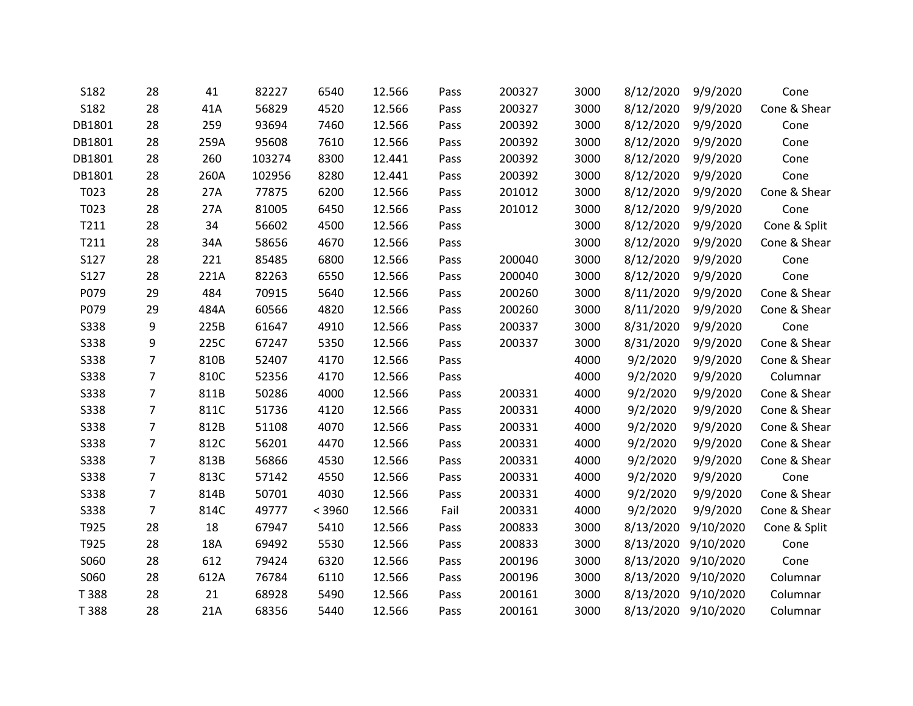| | | | | | | | | | | | |
|---|---|---|---|---|---|---|---|---|---|---|---|
| S182 | 28 | 41 | 82227 | 6540 | 12.566 | Pass | 200327 | 3000 | 8/12/2020 | 9/9/2020 | Cone |
| S182 | 28 | 41A | 56829 | 4520 | 12.566 | Pass | 200327 | 3000 | 8/12/2020 | 9/9/2020 | Cone & Shear |
| DB1801 | 28 | 259 | 93694 | 7460 | 12.566 | Pass | 200392 | 3000 | 8/12/2020 | 9/9/2020 | Cone |
| DB1801 | 28 | 259A | 95608 | 7610 | 12.566 | Pass | 200392 | 3000 | 8/12/2020 | 9/9/2020 | Cone |
| DB1801 | 28 | 260 | 103274 | 8300 | 12.441 | Pass | 200392 | 3000 | 8/12/2020 | 9/9/2020 | Cone |
| DB1801 | 28 | 260A | 102956 | 8280 | 12.441 | Pass | 200392 | 3000 | 8/12/2020 | 9/9/2020 | Cone |
| T023 | 28 | 27A | 77875 | 6200 | 12.566 | Pass | 201012 | 3000 | 8/12/2020 | 9/9/2020 | Cone & Shear |
| T023 | 28 | 27A | 81005 | 6450 | 12.566 | Pass | 201012 | 3000 | 8/12/2020 | 9/9/2020 | Cone |
| T211 | 28 | 34 | 56602 | 4500 | 12.566 | Pass | | 3000 | 8/12/2020 | 9/9/2020 | Cone & Split |
| T211 | 28 | 34A | 58656 | 4670 | 12.566 | Pass | | 3000 | 8/12/2020 | 9/9/2020 | Cone & Shear |
| S127 | 28 | 221 | 85485 | 6800 | 12.566 | Pass | 200040 | 3000 | 8/12/2020 | 9/9/2020 | Cone |
| S127 | 28 | 221A | 82263 | 6550 | 12.566 | Pass | 200040 | 3000 | 8/12/2020 | 9/9/2020 | Cone |
| P079 | 29 | 484 | 70915 | 5640 | 12.566 | Pass | 200260 | 3000 | 8/11/2020 | 9/9/2020 | Cone & Shear |
| P079 | 29 | 484A | 60566 | 4820 | 12.566 | Pass | 200260 | 3000 | 8/11/2020 | 9/9/2020 | Cone & Shear |
| S338 | 9 | 225B | 61647 | 4910 | 12.566 | Pass | 200337 | 3000 | 8/31/2020 | 9/9/2020 | Cone |
| S338 | 9 | 225C | 67247 | 5350 | 12.566 | Pass | 200337 | 3000 | 8/31/2020 | 9/9/2020 | Cone & Shear |
| S338 | 7 | 810B | 52407 | 4170 | 12.566 | Pass | | 4000 | 9/2/2020 | 9/9/2020 | Cone & Shear |
| S338 | 7 | 810C | 52356 | 4170 | 12.566 | Pass | | 4000 | 9/2/2020 | 9/9/2020 | Columnar |
| S338 | 7 | 811B | 50286 | 4000 | 12.566 | Pass | 200331 | 4000 | 9/2/2020 | 9/9/2020 | Cone & Shear |
| S338 | 7 | 811C | 51736 | 4120 | 12.566 | Pass | 200331 | 4000 | 9/2/2020 | 9/9/2020 | Cone & Shear |
| S338 | 7 | 812B | 51108 | 4070 | 12.566 | Pass | 200331 | 4000 | 9/2/2020 | 9/9/2020 | Cone & Shear |
| S338 | 7 | 812C | 56201 | 4470 | 12.566 | Pass | 200331 | 4000 | 9/2/2020 | 9/9/2020 | Cone & Shear |
| S338 | 7 | 813B | 56866 | 4530 | 12.566 | Pass | 200331 | 4000 | 9/2/2020 | 9/9/2020 | Cone & Shear |
| S338 | 7 | 813C | 57142 | 4550 | 12.566 | Pass | 200331 | 4000 | 9/2/2020 | 9/9/2020 | Cone |
| S338 | 7 | 814B | 50701 | 4030 | 12.566 | Pass | 200331 | 4000 | 9/2/2020 | 9/9/2020 | Cone & Shear |
| S338 | 7 | 814C | 49777 | < 3960 | 12.566 | Fail | 200331 | 4000 | 9/2/2020 | 9/9/2020 | Cone & Shear |
| T925 | 28 | 18 | 67947 | 5410 | 12.566 | Pass | 200833 | 3000 | 8/13/2020 | 9/10/2020 | Cone & Split |
| T925 | 28 | 18A | 69492 | 5530 | 12.566 | Pass | 200833 | 3000 | 8/13/2020 | 9/10/2020 | Cone |
| S060 | 28 | 612 | 79424 | 6320 | 12.566 | Pass | 200196 | 3000 | 8/13/2020 | 9/10/2020 | Cone |
| S060 | 28 | 612A | 76784 | 6110 | 12.566 | Pass | 200196 | 3000 | 8/13/2020 | 9/10/2020 | Columnar |
| T 388 | 28 | 21 | 68928 | 5490 | 12.566 | Pass | 200161 | 3000 | 8/13/2020 | 9/10/2020 | Columnar |
| T 388 | 28 | 21A | 68356 | 5440 | 12.566 | Pass | 200161 | 3000 | 8/13/2020 | 9/10/2020 | Columnar |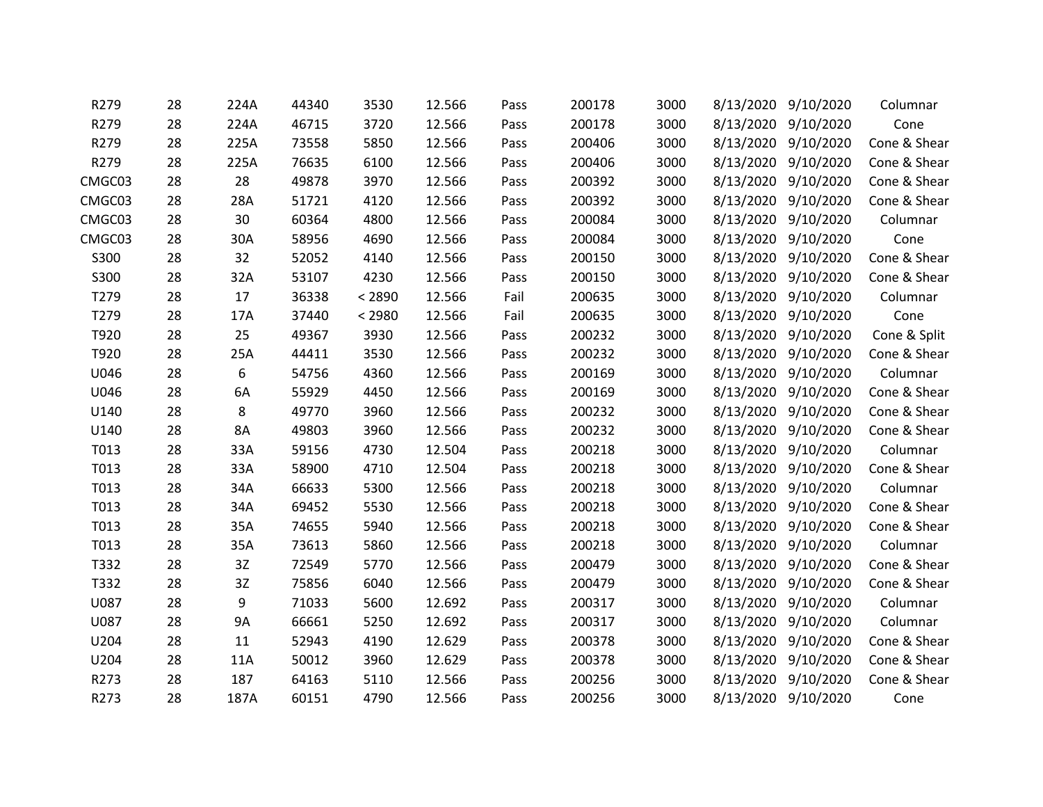| | | | | | | | | | | | |
|---|---|---|---|---|---|---|---|---|---|---|---|
| R279 | 28 | 224A | 44340 | 3530 | 12.566 | Pass | 200178 | 3000 | 8/13/2020 | 9/10/2020 | Columnar |
| R279 | 28 | 224A | 46715 | 3720 | 12.566 | Pass | 200178 | 3000 | 8/13/2020 | 9/10/2020 | Cone |
| R279 | 28 | 225A | 73558 | 5850 | 12.566 | Pass | 200406 | 3000 | 8/13/2020 | 9/10/2020 | Cone & Shear |
| R279 | 28 | 225A | 76635 | 6100 | 12.566 | Pass | 200406 | 3000 | 8/13/2020 | 9/10/2020 | Cone & Shear |
| CMGC03 | 28 | 28 | 49878 | 3970 | 12.566 | Pass | 200392 | 3000 | 8/13/2020 | 9/10/2020 | Cone & Shear |
| CMGC03 | 28 | 28A | 51721 | 4120 | 12.566 | Pass | 200392 | 3000 | 8/13/2020 | 9/10/2020 | Cone & Shear |
| CMGC03 | 28 | 30 | 60364 | 4800 | 12.566 | Pass | 200084 | 3000 | 8/13/2020 | 9/10/2020 | Columnar |
| CMGC03 | 28 | 30A | 58956 | 4690 | 12.566 | Pass | 200084 | 3000 | 8/13/2020 | 9/10/2020 | Cone |
| S300 | 28 | 32 | 52052 | 4140 | 12.566 | Pass | 200150 | 3000 | 8/13/2020 | 9/10/2020 | Cone & Shear |
| S300 | 28 | 32A | 53107 | 4230 | 12.566 | Pass | 200150 | 3000 | 8/13/2020 | 9/10/2020 | Cone & Shear |
| T279 | 28 | 17 | 36338 | < 2890 | 12.566 | Fail | 200635 | 3000 | 8/13/2020 | 9/10/2020 | Columnar |
| T279 | 28 | 17A | 37440 | < 2980 | 12.566 | Fail | 200635 | 3000 | 8/13/2020 | 9/10/2020 | Cone |
| T920 | 28 | 25 | 49367 | 3930 | 12.566 | Pass | 200232 | 3000 | 8/13/2020 | 9/10/2020 | Cone & Split |
| T920 | 28 | 25A | 44411 | 3530 | 12.566 | Pass | 200232 | 3000 | 8/13/2020 | 9/10/2020 | Cone & Shear |
| U046 | 28 | 6 | 54756 | 4360 | 12.566 | Pass | 200169 | 3000 | 8/13/2020 | 9/10/2020 | Columnar |
| U046 | 28 | 6A | 55929 | 4450 | 12.566 | Pass | 200169 | 3000 | 8/13/2020 | 9/10/2020 | Cone & Shear |
| U140 | 28 | 8 | 49770 | 3960 | 12.566 | Pass | 200232 | 3000 | 8/13/2020 | 9/10/2020 | Cone & Shear |
| U140 | 28 | 8A | 49803 | 3960 | 12.566 | Pass | 200232 | 3000 | 8/13/2020 | 9/10/2020 | Cone & Shear |
| T013 | 28 | 33A | 59156 | 4730 | 12.504 | Pass | 200218 | 3000 | 8/13/2020 | 9/10/2020 | Columnar |
| T013 | 28 | 33A | 58900 | 4710 | 12.504 | Pass | 200218 | 3000 | 8/13/2020 | 9/10/2020 | Cone & Shear |
| T013 | 28 | 34A | 66633 | 5300 | 12.566 | Pass | 200218 | 3000 | 8/13/2020 | 9/10/2020 | Columnar |
| T013 | 28 | 34A | 69452 | 5530 | 12.566 | Pass | 200218 | 3000 | 8/13/2020 | 9/10/2020 | Cone & Shear |
| T013 | 28 | 35A | 74655 | 5940 | 12.566 | Pass | 200218 | 3000 | 8/13/2020 | 9/10/2020 | Cone & Shear |
| T013 | 28 | 35A | 73613 | 5860 | 12.566 | Pass | 200218 | 3000 | 8/13/2020 | 9/10/2020 | Columnar |
| T332 | 28 | 3Z | 72549 | 5770 | 12.566 | Pass | 200479 | 3000 | 8/13/2020 | 9/10/2020 | Cone & Shear |
| T332 | 28 | 3Z | 75856 | 6040 | 12.566 | Pass | 200479 | 3000 | 8/13/2020 | 9/10/2020 | Cone & Shear |
| U087 | 28 | 9 | 71033 | 5600 | 12.692 | Pass | 200317 | 3000 | 8/13/2020 | 9/10/2020 | Columnar |
| U087 | 28 | 9A | 66661 | 5250 | 12.692 | Pass | 200317 | 3000 | 8/13/2020 | 9/10/2020 | Columnar |
| U204 | 28 | 11 | 52943 | 4190 | 12.629 | Pass | 200378 | 3000 | 8/13/2020 | 9/10/2020 | Cone & Shear |
| U204 | 28 | 11A | 50012 | 3960 | 12.629 | Pass | 200378 | 3000 | 8/13/2020 | 9/10/2020 | Cone & Shear |
| R273 | 28 | 187 | 64163 | 5110 | 12.566 | Pass | 200256 | 3000 | 8/13/2020 | 9/10/2020 | Cone & Shear |
| R273 | 28 | 187A | 60151 | 4790 | 12.566 | Pass | 200256 | 3000 | 8/13/2020 | 9/10/2020 | Cone |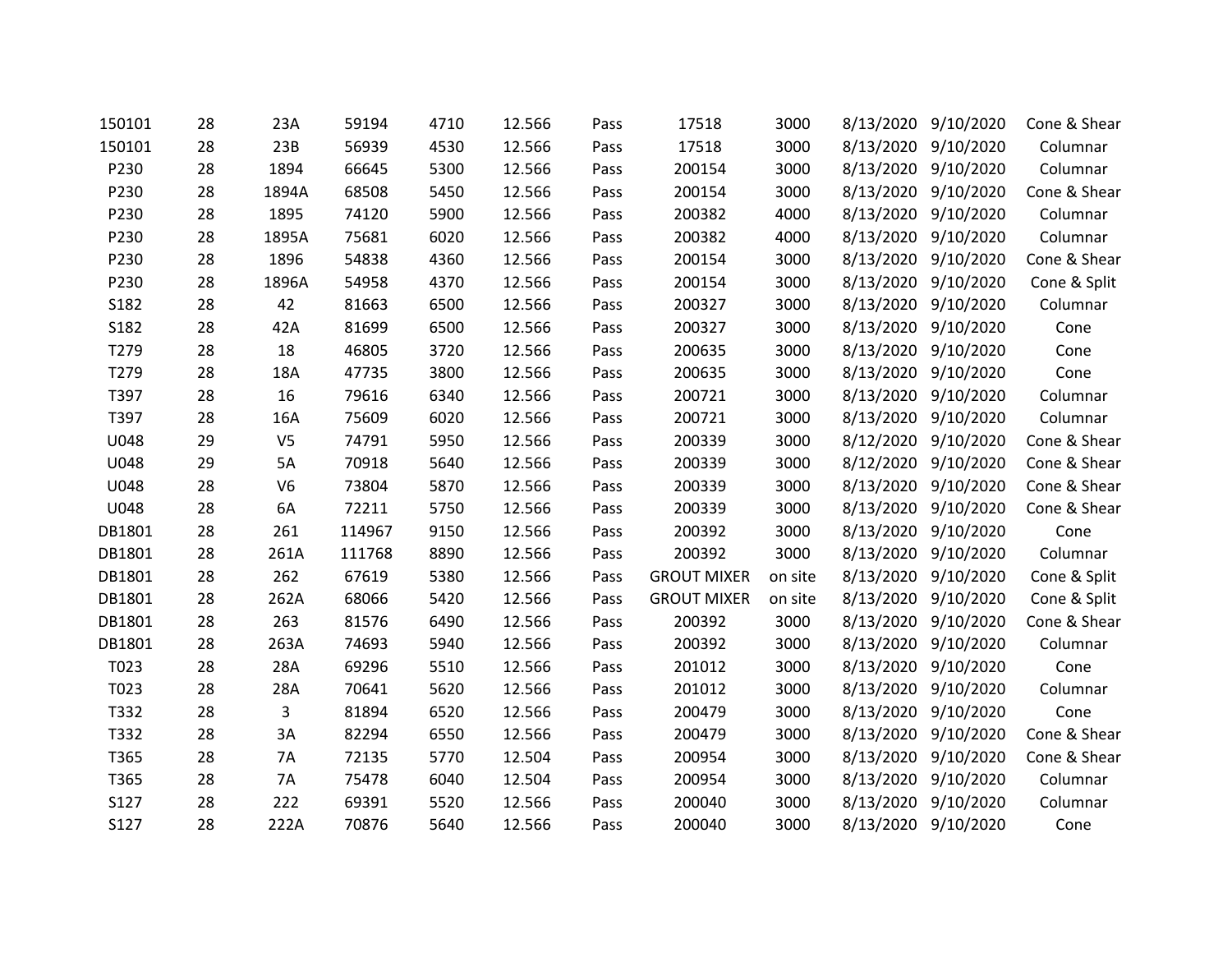| | | | | | | | | | | | |
|---|---|---|---|---|---|---|---|---|---|---|---|
| 150101 | 28 | 23A | 59194 | 4710 | 12.566 | Pass | 17518 | 3000 | 8/13/2020 | 9/10/2020 | Cone & Shear |
| 150101 | 28 | 23B | 56939 | 4530 | 12.566 | Pass | 17518 | 3000 | 8/13/2020 | 9/10/2020 | Columnar |
| P230 | 28 | 1894 | 66645 | 5300 | 12.566 | Pass | 200154 | 3000 | 8/13/2020 | 9/10/2020 | Columnar |
| P230 | 28 | 1894A | 68508 | 5450 | 12.566 | Pass | 200154 | 3000 | 8/13/2020 | 9/10/2020 | Cone & Shear |
| P230 | 28 | 1895 | 74120 | 5900 | 12.566 | Pass | 200382 | 4000 | 8/13/2020 | 9/10/2020 | Columnar |
| P230 | 28 | 1895A | 75681 | 6020 | 12.566 | Pass | 200382 | 4000 | 8/13/2020 | 9/10/2020 | Columnar |
| P230 | 28 | 1896 | 54838 | 4360 | 12.566 | Pass | 200154 | 3000 | 8/13/2020 | 9/10/2020 | Cone & Shear |
| P230 | 28 | 1896A | 54958 | 4370 | 12.566 | Pass | 200154 | 3000 | 8/13/2020 | 9/10/2020 | Cone & Split |
| S182 | 28 | 42 | 81663 | 6500 | 12.566 | Pass | 200327 | 3000 | 8/13/2020 | 9/10/2020 | Columnar |
| S182 | 28 | 42A | 81699 | 6500 | 12.566 | Pass | 200327 | 3000 | 8/13/2020 | 9/10/2020 | Cone |
| T279 | 28 | 18 | 46805 | 3720 | 12.566 | Pass | 200635 | 3000 | 8/13/2020 | 9/10/2020 | Cone |
| T279 | 28 | 18A | 47735 | 3800 | 12.566 | Pass | 200635 | 3000 | 8/13/2020 | 9/10/2020 | Cone |
| T397 | 28 | 16 | 79616 | 6340 | 12.566 | Pass | 200721 | 3000 | 8/13/2020 | 9/10/2020 | Columnar |
| T397 | 28 | 16A | 75609 | 6020 | 12.566 | Pass | 200721 | 3000 | 8/13/2020 | 9/10/2020 | Columnar |
| U048 | 29 | V5 | 74791 | 5950 | 12.566 | Pass | 200339 | 3000 | 8/12/2020 | 9/10/2020 | Cone & Shear |
| U048 | 29 | 5A | 70918 | 5640 | 12.566 | Pass | 200339 | 3000 | 8/12/2020 | 9/10/2020 | Cone & Shear |
| U048 | 28 | V6 | 73804 | 5870 | 12.566 | Pass | 200339 | 3000 | 8/13/2020 | 9/10/2020 | Cone & Shear |
| U048 | 28 | 6A | 72211 | 5750 | 12.566 | Pass | 200339 | 3000 | 8/13/2020 | 9/10/2020 | Cone & Shear |
| DB1801 | 28 | 261 | 114967 | 9150 | 12.566 | Pass | 200392 | 3000 | 8/13/2020 | 9/10/2020 | Cone |
| DB1801 | 28 | 261A | 111768 | 8890 | 12.566 | Pass | 200392 | 3000 | 8/13/2020 | 9/10/2020 | Columnar |
| DB1801 | 28 | 262 | 67619 | 5380 | 12.566 | Pass | GROUT MIXER | on site | 8/13/2020 | 9/10/2020 | Cone & Split |
| DB1801 | 28 | 262A | 68066 | 5420 | 12.566 | Pass | GROUT MIXER | on site | 8/13/2020 | 9/10/2020 | Cone & Split |
| DB1801 | 28 | 263 | 81576 | 6490 | 12.566 | Pass | 200392 | 3000 | 8/13/2020 | 9/10/2020 | Cone & Shear |
| DB1801 | 28 | 263A | 74693 | 5940 | 12.566 | Pass | 200392 | 3000 | 8/13/2020 | 9/10/2020 | Columnar |
| T023 | 28 | 28A | 69296 | 5510 | 12.566 | Pass | 201012 | 3000 | 8/13/2020 | 9/10/2020 | Cone |
| T023 | 28 | 28A | 70641 | 5620 | 12.566 | Pass | 201012 | 3000 | 8/13/2020 | 9/10/2020 | Columnar |
| T332 | 28 | 3 | 81894 | 6520 | 12.566 | Pass | 200479 | 3000 | 8/13/2020 | 9/10/2020 | Cone |
| T332 | 28 | 3A | 82294 | 6550 | 12.566 | Pass | 200479 | 3000 | 8/13/2020 | 9/10/2020 | Cone & Shear |
| T365 | 28 | 7A | 72135 | 5770 | 12.504 | Pass | 200954 | 3000 | 8/13/2020 | 9/10/2020 | Cone & Shear |
| T365 | 28 | 7A | 75478 | 6040 | 12.504 | Pass | 200954 | 3000 | 8/13/2020 | 9/10/2020 | Columnar |
| S127 | 28 | 222 | 69391 | 5520 | 12.566 | Pass | 200040 | 3000 | 8/13/2020 | 9/10/2020 | Columnar |
| S127 | 28 | 222A | 70876 | 5640 | 12.566 | Pass | 200040 | 3000 | 8/13/2020 | 9/10/2020 | Cone |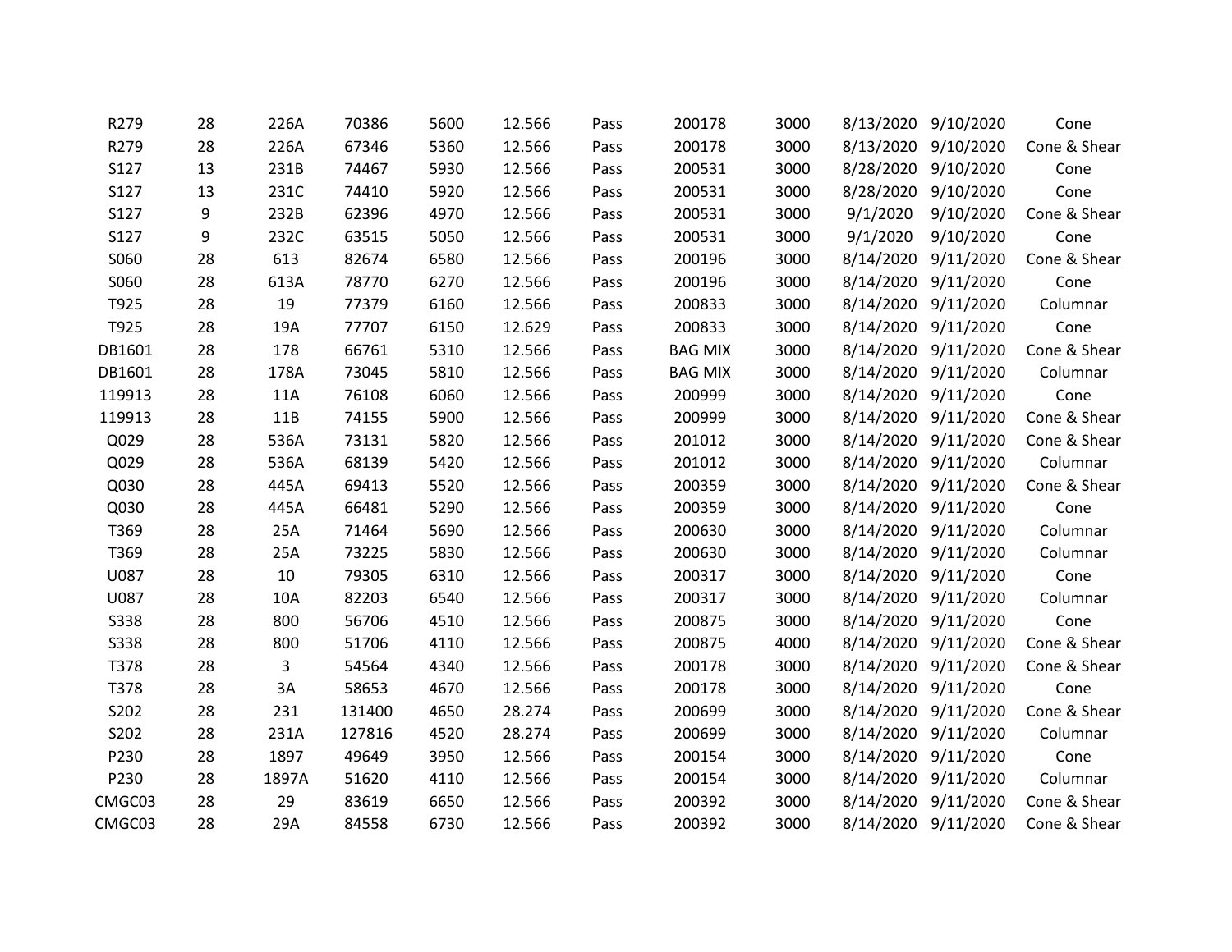| | | | | | | | | | | | |
|---|---|---|---|---|---|---|---|---|---|---|---|
| R279 | 28 | 226A | 70386 | 5600 | 12.566 | Pass | 200178 | 3000 | 8/13/2020 | 9/10/2020 | Cone |
| R279 | 28 | 226A | 67346 | 5360 | 12.566 | Pass | 200178 | 3000 | 8/13/2020 | 9/10/2020 | Cone & Shear |
| S127 | 13 | 231B | 74467 | 5930 | 12.566 | Pass | 200531 | 3000 | 8/28/2020 | 9/10/2020 | Cone |
| S127 | 13 | 231C | 74410 | 5920 | 12.566 | Pass | 200531 | 3000 | 8/28/2020 | 9/10/2020 | Cone |
| S127 | 9 | 232B | 62396 | 4970 | 12.566 | Pass | 200531 | 3000 | 9/1/2020 | 9/10/2020 | Cone & Shear |
| S127 | 9 | 232C | 63515 | 5050 | 12.566 | Pass | 200531 | 3000 | 9/1/2020 | 9/10/2020 | Cone |
| S060 | 28 | 613 | 82674 | 6580 | 12.566 | Pass | 200196 | 3000 | 8/14/2020 | 9/11/2020 | Cone & Shear |
| S060 | 28 | 613A | 78770 | 6270 | 12.566 | Pass | 200196 | 3000 | 8/14/2020 | 9/11/2020 | Cone |
| T925 | 28 | 19 | 77379 | 6160 | 12.566 | Pass | 200833 | 3000 | 8/14/2020 | 9/11/2020 | Columnar |
| T925 | 28 | 19A | 77707 | 6150 | 12.629 | Pass | 200833 | 3000 | 8/14/2020 | 9/11/2020 | Cone |
| DB1601 | 28 | 178 | 66761 | 5310 | 12.566 | Pass | BAG MIX | 3000 | 8/14/2020 | 9/11/2020 | Cone & Shear |
| DB1601 | 28 | 178A | 73045 | 5810 | 12.566 | Pass | BAG MIX | 3000 | 8/14/2020 | 9/11/2020 | Columnar |
| 119913 | 28 | 11A | 76108 | 6060 | 12.566 | Pass | 200999 | 3000 | 8/14/2020 | 9/11/2020 | Cone |
| 119913 | 28 | 11B | 74155 | 5900 | 12.566 | Pass | 200999 | 3000 | 8/14/2020 | 9/11/2020 | Cone & Shear |
| Q029 | 28 | 536A | 73131 | 5820 | 12.566 | Pass | 201012 | 3000 | 8/14/2020 | 9/11/2020 | Cone & Shear |
| Q029 | 28 | 536A | 68139 | 5420 | 12.566 | Pass | 201012 | 3000 | 8/14/2020 | 9/11/2020 | Columnar |
| Q030 | 28 | 445A | 69413 | 5520 | 12.566 | Pass | 200359 | 3000 | 8/14/2020 | 9/11/2020 | Cone & Shear |
| Q030 | 28 | 445A | 66481 | 5290 | 12.566 | Pass | 200359 | 3000 | 8/14/2020 | 9/11/2020 | Cone |
| T369 | 28 | 25A | 71464 | 5690 | 12.566 | Pass | 200630 | 3000 | 8/14/2020 | 9/11/2020 | Columnar |
| T369 | 28 | 25A | 73225 | 5830 | 12.566 | Pass | 200630 | 3000 | 8/14/2020 | 9/11/2020 | Columnar |
| U087 | 28 | 10 | 79305 | 6310 | 12.566 | Pass | 200317 | 3000 | 8/14/2020 | 9/11/2020 | Cone |
| U087 | 28 | 10A | 82203 | 6540 | 12.566 | Pass | 200317 | 3000 | 8/14/2020 | 9/11/2020 | Columnar |
| S338 | 28 | 800 | 56706 | 4510 | 12.566 | Pass | 200875 | 3000 | 8/14/2020 | 9/11/2020 | Cone |
| S338 | 28 | 800 | 51706 | 4110 | 12.566 | Pass | 200875 | 4000 | 8/14/2020 | 9/11/2020 | Cone & Shear |
| T378 | 28 | 3 | 54564 | 4340 | 12.566 | Pass | 200178 | 3000 | 8/14/2020 | 9/11/2020 | Cone & Shear |
| T378 | 28 | 3A | 58653 | 4670 | 12.566 | Pass | 200178 | 3000 | 8/14/2020 | 9/11/2020 | Cone |
| S202 | 28 | 231 | 131400 | 4650 | 28.274 | Pass | 200699 | 3000 | 8/14/2020 | 9/11/2020 | Cone & Shear |
| S202 | 28 | 231A | 127816 | 4520 | 28.274 | Pass | 200699 | 3000 | 8/14/2020 | 9/11/2020 | Columnar |
| P230 | 28 | 1897 | 49649 | 3950 | 12.566 | Pass | 200154 | 3000 | 8/14/2020 | 9/11/2020 | Cone |
| P230 | 28 | 1897A | 51620 | 4110 | 12.566 | Pass | 200154 | 3000 | 8/14/2020 | 9/11/2020 | Columnar |
| CMGC03 | 28 | 29 | 83619 | 6650 | 12.566 | Pass | 200392 | 3000 | 8/14/2020 | 9/11/2020 | Cone & Shear |
| CMGC03 | 28 | 29A | 84558 | 6730 | 12.566 | Pass | 200392 | 3000 | 8/14/2020 | 9/11/2020 | Cone & Shear |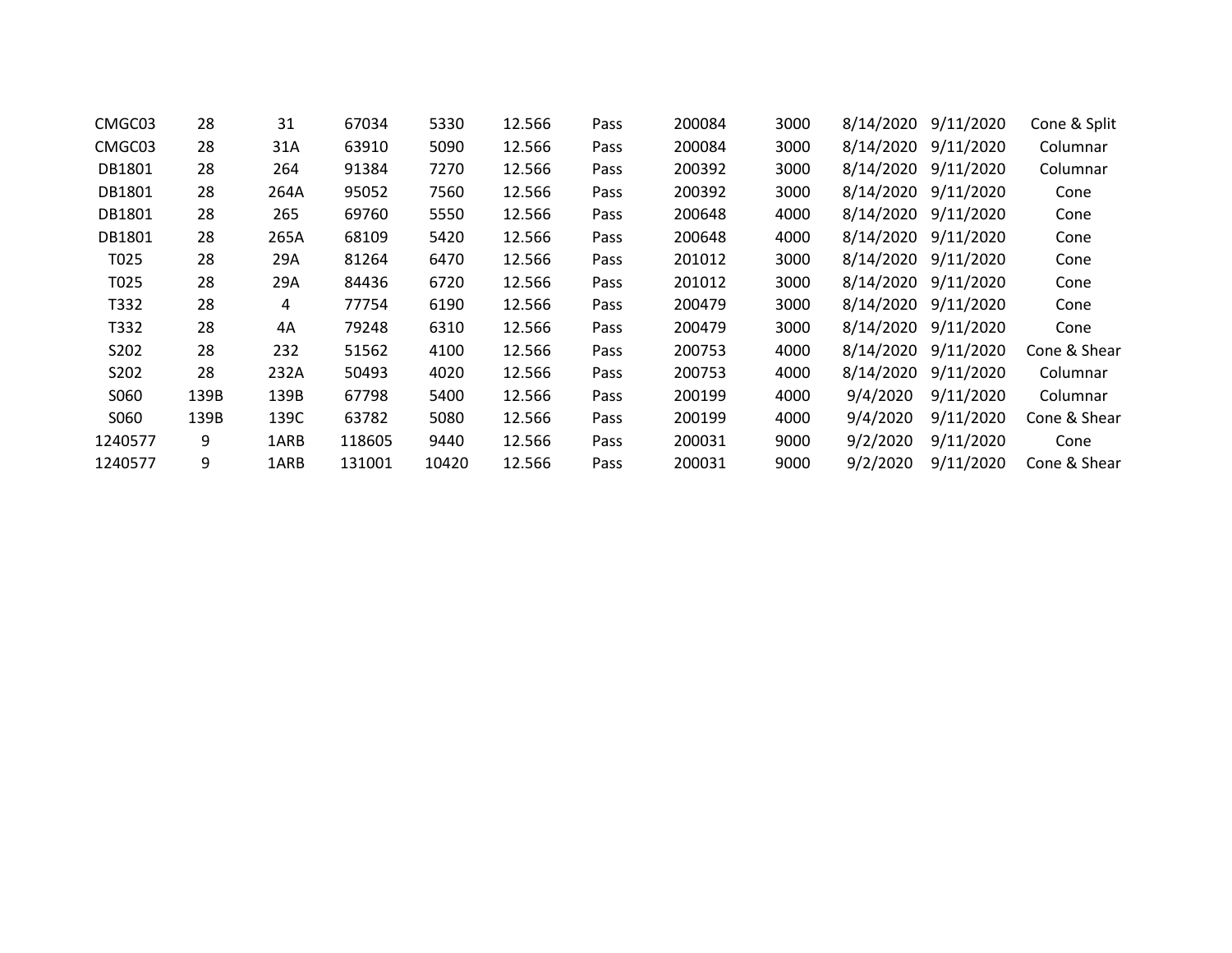| | | | | | | | | | | | |
|---|---|---|---|---|---|---|---|---|---|---|---|
| CMGC03 | 28 | 31 | 67034 | 5330 | 12.566 | Pass | 200084 | 3000 | 8/14/2020 | 9/11/2020 | Cone & Split |
| CMGC03 | 28 | 31A | 63910 | 5090 | 12.566 | Pass | 200084 | 3000 | 8/14/2020 | 9/11/2020 | Columnar |
| DB1801 | 28 | 264 | 91384 | 7270 | 12.566 | Pass | 200392 | 3000 | 8/14/2020 | 9/11/2020 | Columnar |
| DB1801 | 28 | 264A | 95052 | 7560 | 12.566 | Pass | 200392 | 3000 | 8/14/2020 | 9/11/2020 | Cone |
| DB1801 | 28 | 265 | 69760 | 5550 | 12.566 | Pass | 200648 | 4000 | 8/14/2020 | 9/11/2020 | Cone |
| DB1801 | 28 | 265A | 68109 | 5420 | 12.566 | Pass | 200648 | 4000 | 8/14/2020 | 9/11/2020 | Cone |
| T025 | 28 | 29A | 81264 | 6470 | 12.566 | Pass | 201012 | 3000 | 8/14/2020 | 9/11/2020 | Cone |
| T025 | 28 | 29A | 84436 | 6720 | 12.566 | Pass | 201012 | 3000 | 8/14/2020 | 9/11/2020 | Cone |
| T332 | 28 | 4 | 77754 | 6190 | 12.566 | Pass | 200479 | 3000 | 8/14/2020 | 9/11/2020 | Cone |
| T332 | 28 | 4A | 79248 | 6310 | 12.566 | Pass | 200479 | 3000 | 8/14/2020 | 9/11/2020 | Cone |
| S202 | 28 | 232 | 51562 | 4100 | 12.566 | Pass | 200753 | 4000 | 8/14/2020 | 9/11/2020 | Cone & Shear |
| S202 | 28 | 232A | 50493 | 4020 | 12.566 | Pass | 200753 | 4000 | 8/14/2020 | 9/11/2020 | Columnar |
| S060 | 139B | 139B | 67798 | 5400 | 12.566 | Pass | 200199 | 4000 | 9/4/2020 | 9/11/2020 | Columnar |
| S060 | 139B | 139C | 63782 | 5080 | 12.566 | Pass | 200199 | 4000 | 9/4/2020 | 9/11/2020 | Cone & Shear |
| 1240577 | 9 | 1ARB | 118605 | 9440 | 12.566 | Pass | 200031 | 9000 | 9/2/2020 | 9/11/2020 | Cone |
| 1240577 | 9 | 1ARB | 131001 | 10420 | 12.566 | Pass | 200031 | 9000 | 9/2/2020 | 9/11/2020 | Cone & Shear |